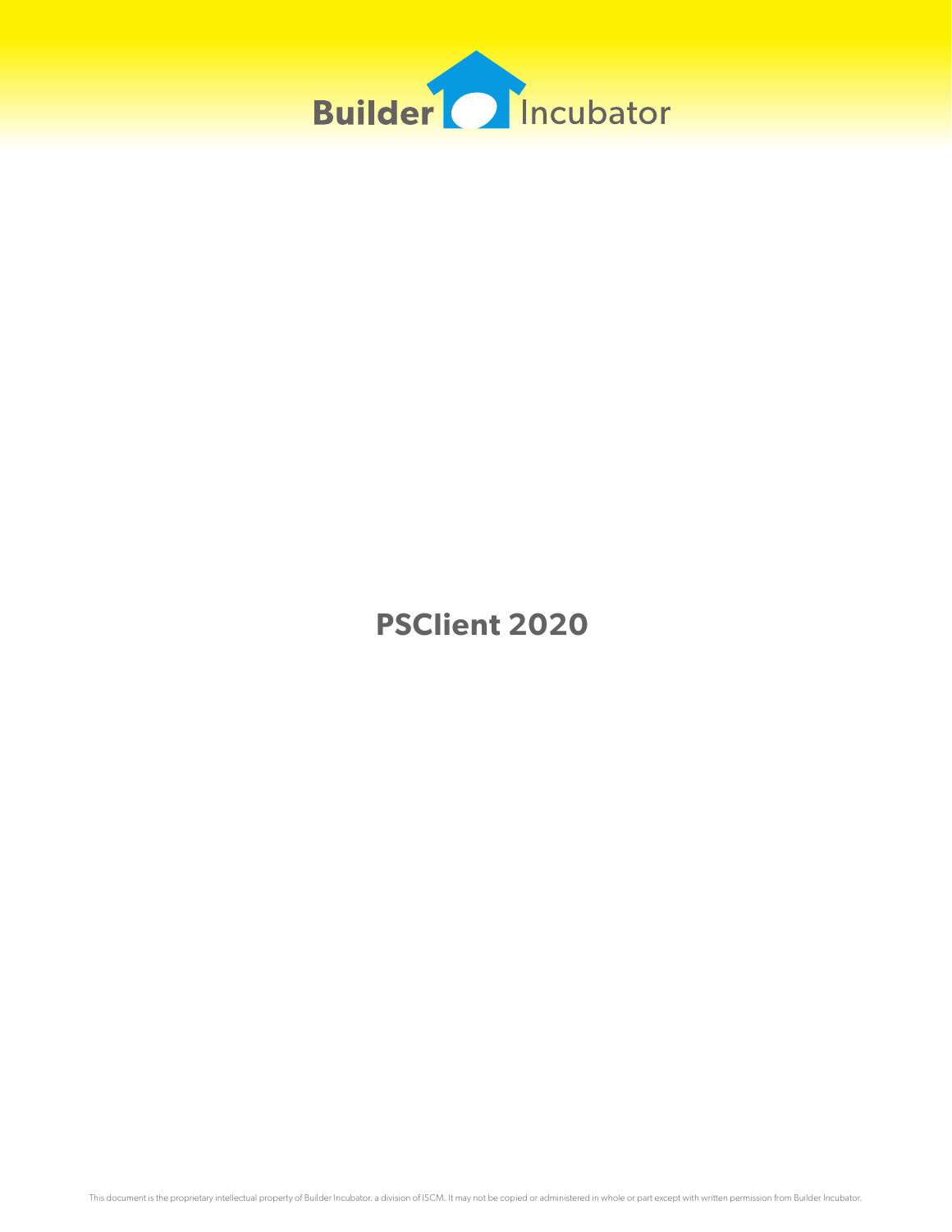Builder Incubator

# PSClient 2020

This document is the proprietary intellectual property of Builder Incubator, a division of ISCM. It may not be copied or administered in whole or part except with written permission from Builder Incubator.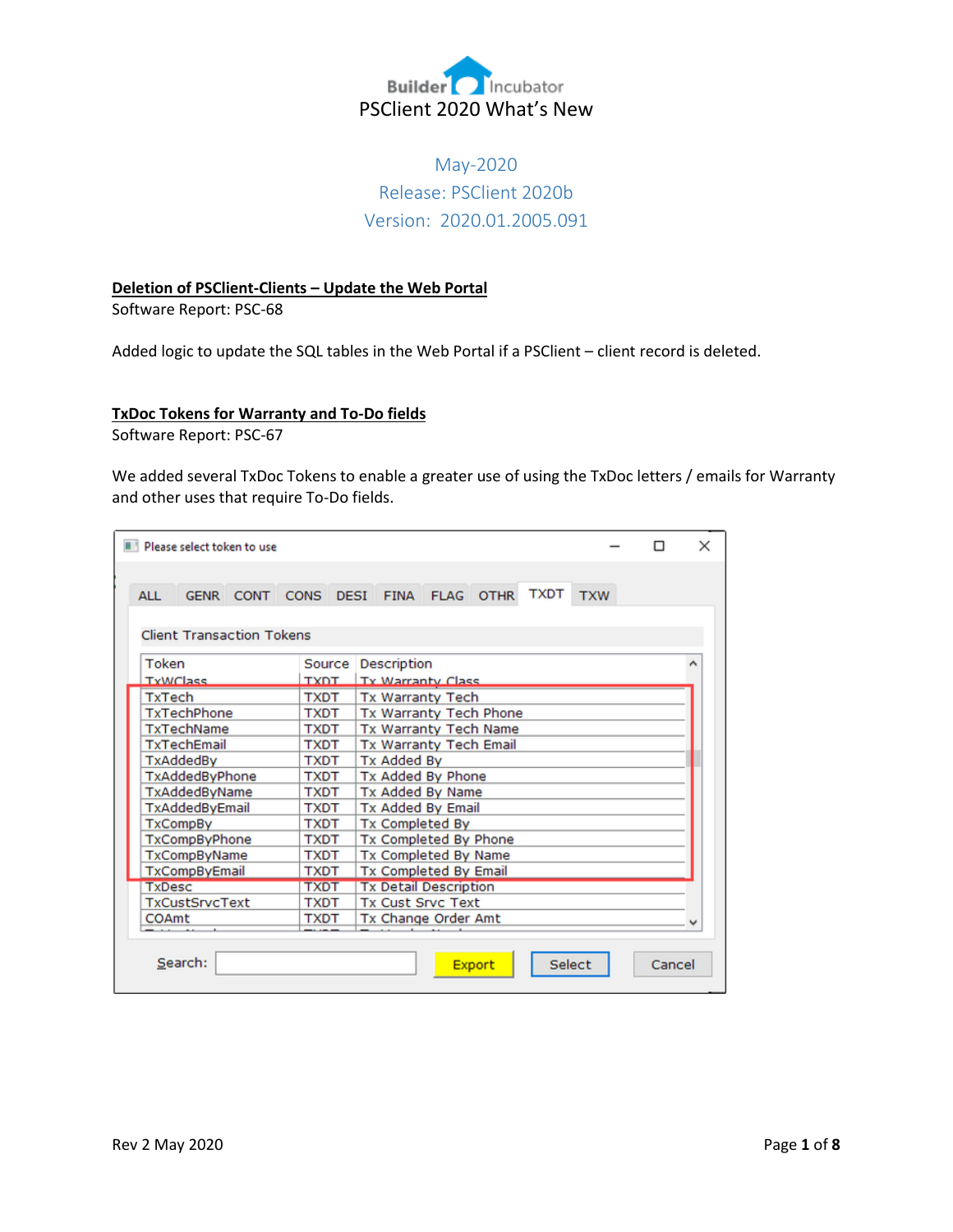Builder Incubator

# PSClient 2020 What's New

May-2020

Release: PSClient 2020b

Version: 2020.01.2005.091

## Deletion of PSClient-Clients – Update the Web Portal

Software Report: PSC-68

Added logic to update the SQL tables in the Web Portal if a PSClient – client record is deleted.

## TxDoc Tokens for Warranty and To-Do fields

Software Report: PSC-67

We added several TxDoc Tokens to enable a greater use of using the TxDoc letters / emails for Warranty and other uses that require To-Do fields.

Please select token to use

ALL | GENR | CONT | CONS | DESI | FINA | FLAG | OTHR | TXDT | TXW

Client Transaction Tokens

| Token | Source | Description |
|---|---|---|
| TxWClass | TXDT | Tx Warranty Class |
| TxTech | TXDT | Tx Warranty Tech |
| TxTechPhone | TXDT | Tx Warranty Tech Phone |
| TxTechName | TXDT | Tx Warranty Tech Name |
| TxTechEmail | TXDT | Tx Warranty Tech Email |
| TxAddedBy | TXDT | Tx Added By |
| TxAddedByPhone | TXDT | Tx Added By Phone |
| TxAddedByName | TXDT | Tx Added By Name |
| TxAddedByEmail | TXDT | Tx Added By Email |
| TxCompBy | TXDT | Tx Completed By |
| TxCompByPhone | TXDT | Tx Completed By Phone |
| TxCompByName | TXDT | Tx Completed By Name |
| TxCompByEmail | TXDT | Tx Completed By Email |
| TxDesc | TXDT | Tx Detail Description |
| TxCustSrvcText | TXDT | Tx Cust Srvc Text |
| COAmt | TXDT | Tx Change Order Amt |

Search: Export Select Cancel

Rev 2 May 2020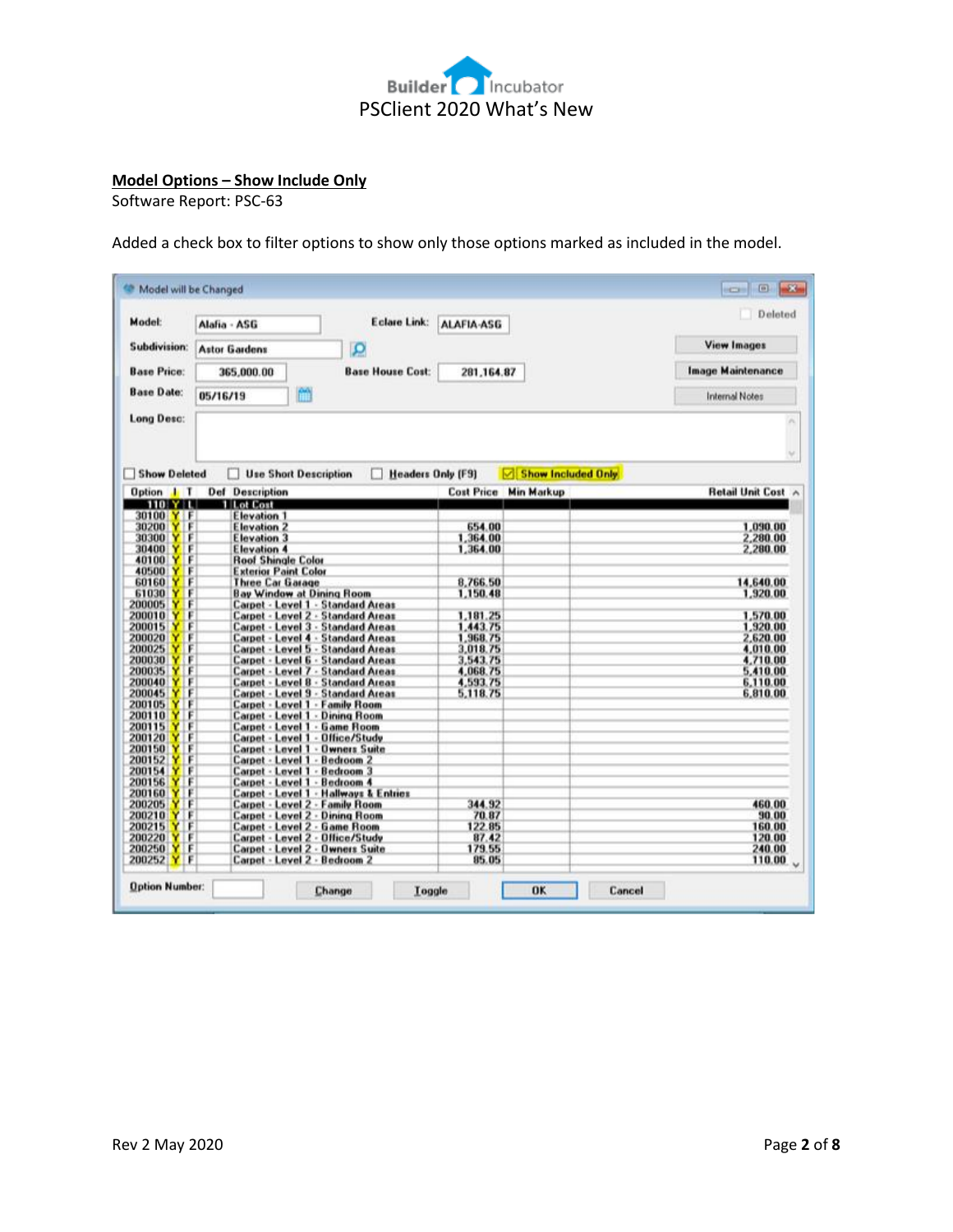## Model Options – Show Include Only

Software Report: PSC-63

Added a check box to filter options to show only those options marked as included in the model.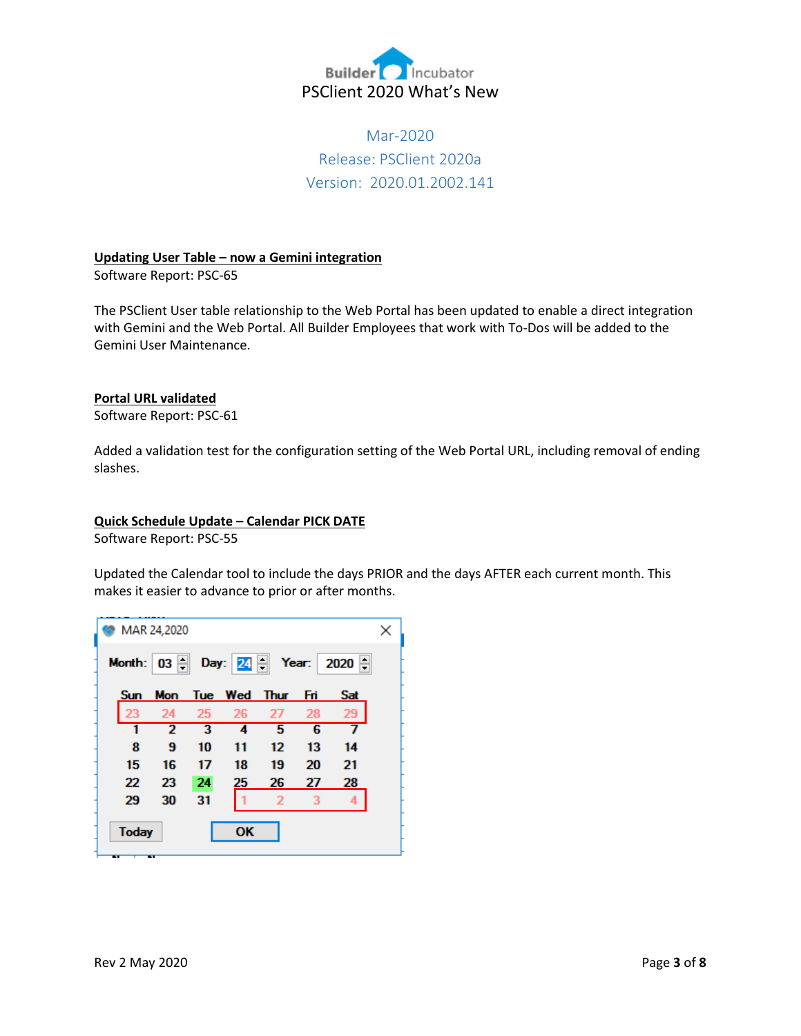# PSClient 2020 What's New

Mar-2020
Release: PSClient 2020a
Version: 2020.01.2002.141

**Updating User Table – now a Gemini integration**

Software Report: PSC-65

The PSClient User table relationship to the Web Portal has been updated to enable a direct integration with Gemini and the Web Portal. All Builder Employees that work with To-Dos will be added to the Gemini User Maintenance.

**Portal URL validated**

Software Report: PSC-61

Added a validation test for the configuration setting of the Web Portal URL, including removal of ending slashes.

**Quick Schedule Update – Calendar PICK DATE**

Software Report: PSC-55

Updated the Calendar tool to include the days PRIOR and the days AFTER each current month. This makes it easier to advance to prior or after months.

Rev 2 May 2020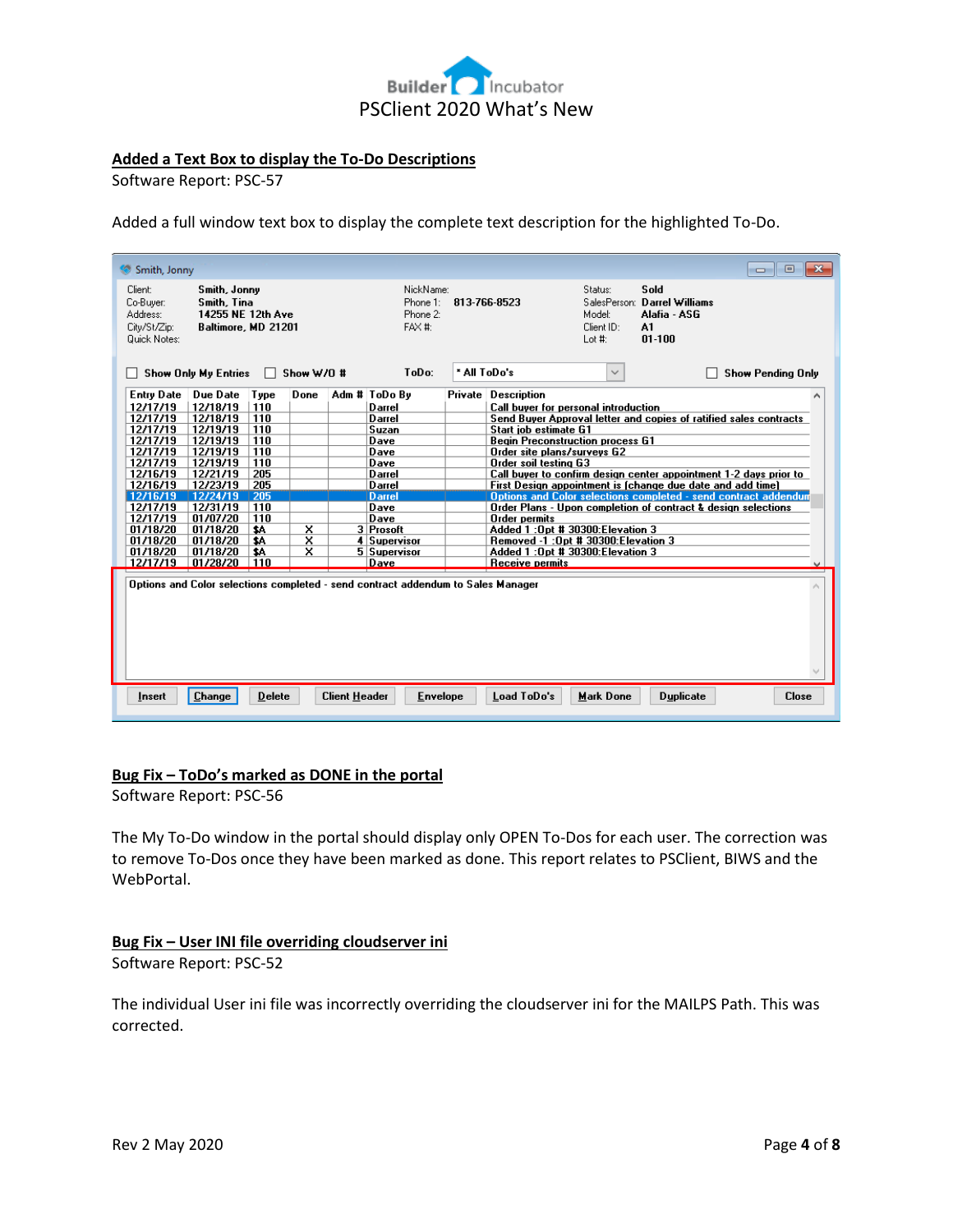**Added a Text Box to display the To-Do Descriptions**

Software Report: PSC-57

Added a full window text box to display the complete text description for the highlighted To-Do.

**Bug Fix – ToDo's marked as DONE in the portal**

Software Report: PSC-56

The My To-Do window in the portal should display only OPEN To-Dos for each user. The correction was to remove To-Dos once they have been marked as done. This report relates to PSClient, BIWS and the WebPortal.

**Bug Fix – User INI file overriding cloudserver ini**

Software Report: PSC-52

The individual User ini file was incorrectly overriding the cloudserver ini for the MAILPS Path. This was corrected.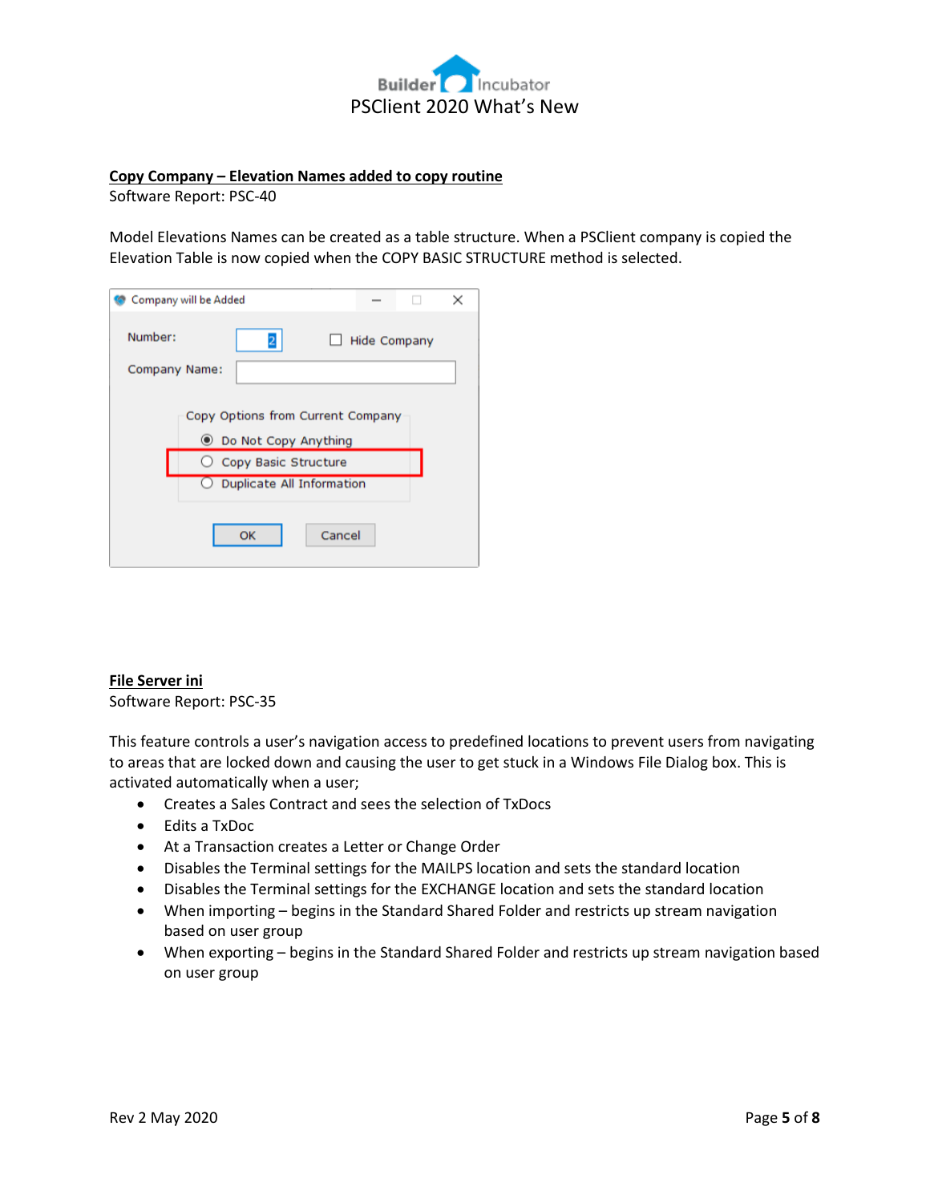## Copy Company – Elevation Names added to copy routine

Software Report: PSC-40

Model Elevations Names can be created as a table structure. When a PSClient company is copied the Elevation Table is now copied when the COPY BASIC STRUCTURE method is selected.

## File Server ini

Software Report: PSC-35

This feature controls a user's navigation access to predefined locations to prevent users from navigating to areas that are locked down and causing the user to get stuck in a Windows File Dialog box. This is activated automatically when a user;

- Creates a Sales Contract and sees the selection of TxDocs
- Edits a TxDoc
- At a Transaction creates a Letter or Change Order
- Disables the Terminal settings for the MAILPS location and sets the standard location
- Disables the Terminal settings for the EXCHANGE location and sets the standard location
- When importing – begins in the Standard Shared Folder and restricts up stream navigation based on user group
- When exporting – begins in the Standard Shared Folder and restricts up stream navigation based on user group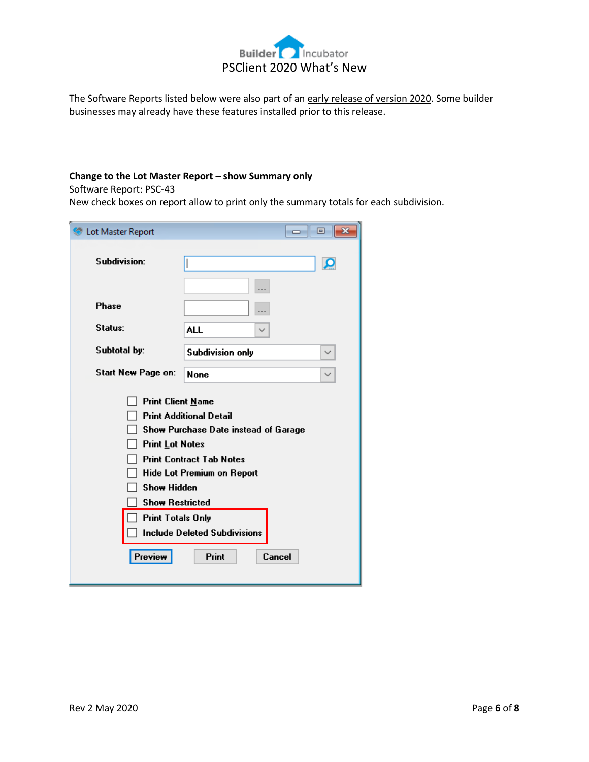The Software Reports listed below were also part of an early release of version 2020. Some builder businesses may already have these features installed prior to this release.

## Change to the Lot Master Report – show Summary only

Software Report: PSC-43

New check boxes on report allow to print only the summary totals for each subdivision.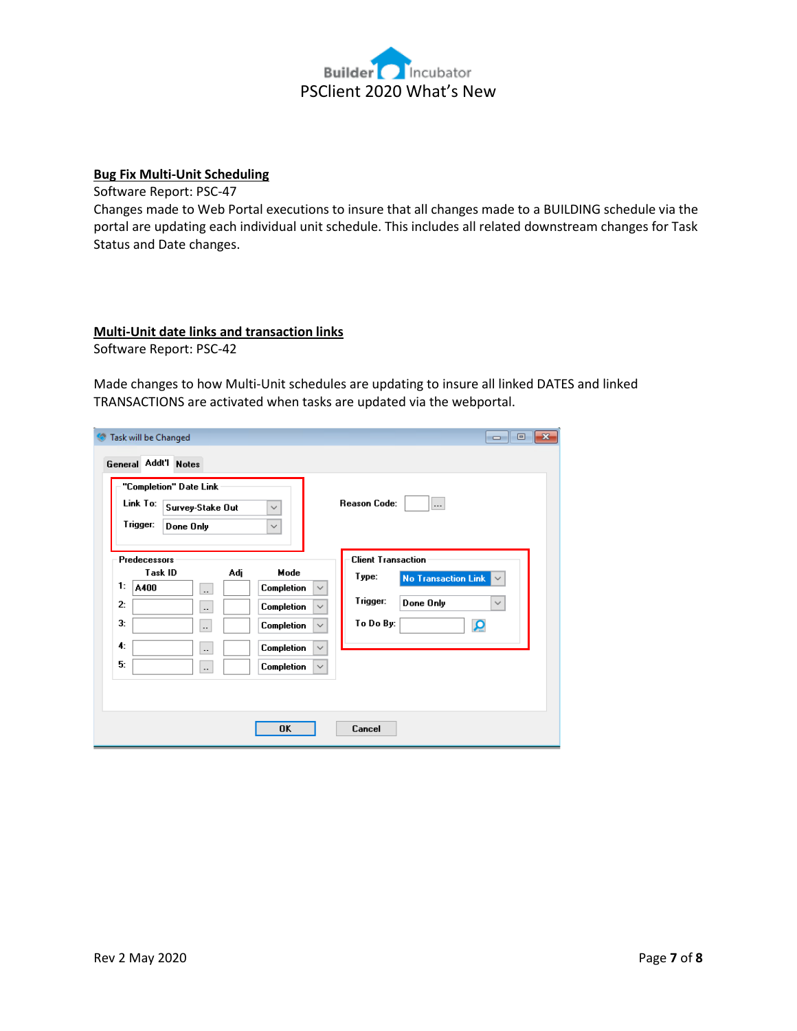## Bug Fix Multi-Unit Scheduling

Software Report: PSC-47

Changes made to Web Portal executions to insure that all changes made to a BUILDING schedule via the portal are updating each individual unit schedule. This includes all related downstream changes for Task Status and Date changes.

## Multi-Unit date links and transaction links

Software Report: PSC-42

Made changes to how Multi-Unit schedules are updating to insure all linked DATES and linked TRANSACTIONS are activated when tasks are updated via the webportal.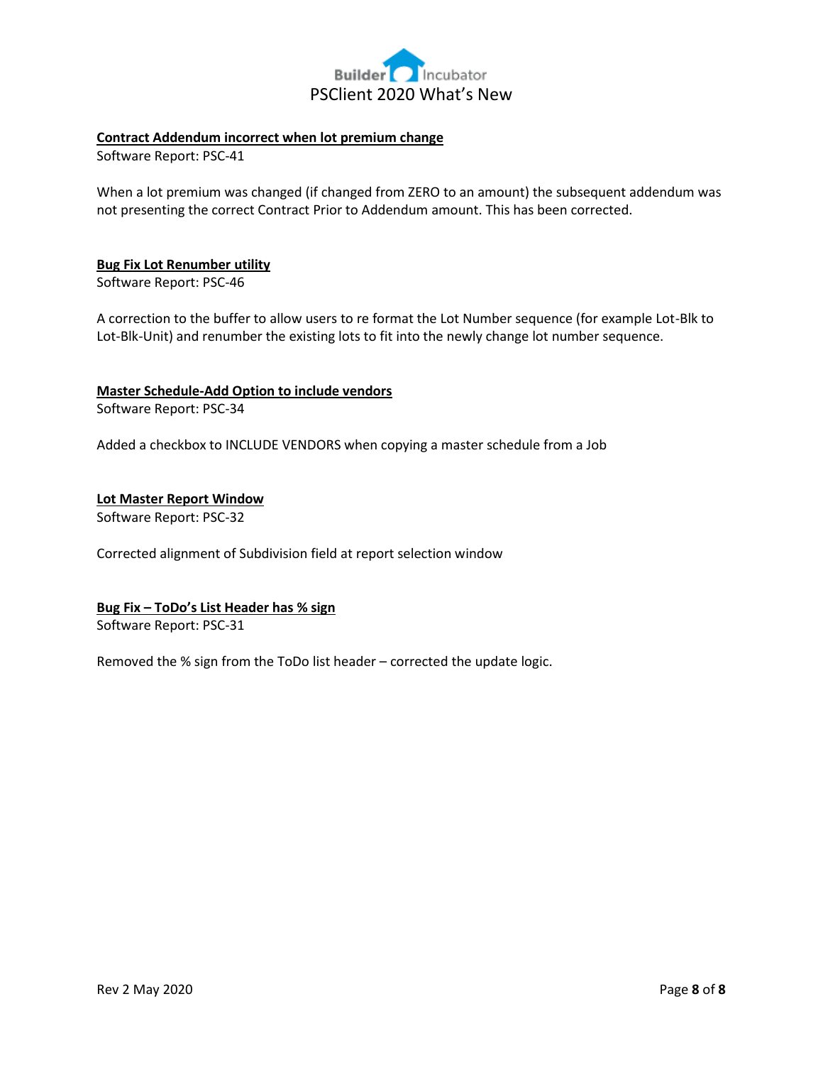**Contract Addendum incorrect when lot premium change**

Software Report: PSC-41

When a lot premium was changed (if changed from ZERO to an amount) the subsequent addendum was not presenting the correct Contract Prior to Addendum amount. This has been corrected.

**Bug Fix Lot Renumber utility**

Software Report: PSC-46

A correction to the buffer to allow users to re format the Lot Number sequence (for example Lot-Blk to Lot-Blk-Unit) and renumber the existing lots to fit into the newly change lot number sequence.

**Master Schedule-Add Option to include vendors**

Software Report: PSC-34

Added a checkbox to INCLUDE VENDORS when copying a master schedule from a Job

**Lot Master Report Window**

Software Report: PSC-32

Corrected alignment of Subdivision field at report selection window

**Bug Fix – ToDo's List Header has % sign**

Software Report: PSC-31

Removed the % sign from the ToDo list header – corrected the update logic.